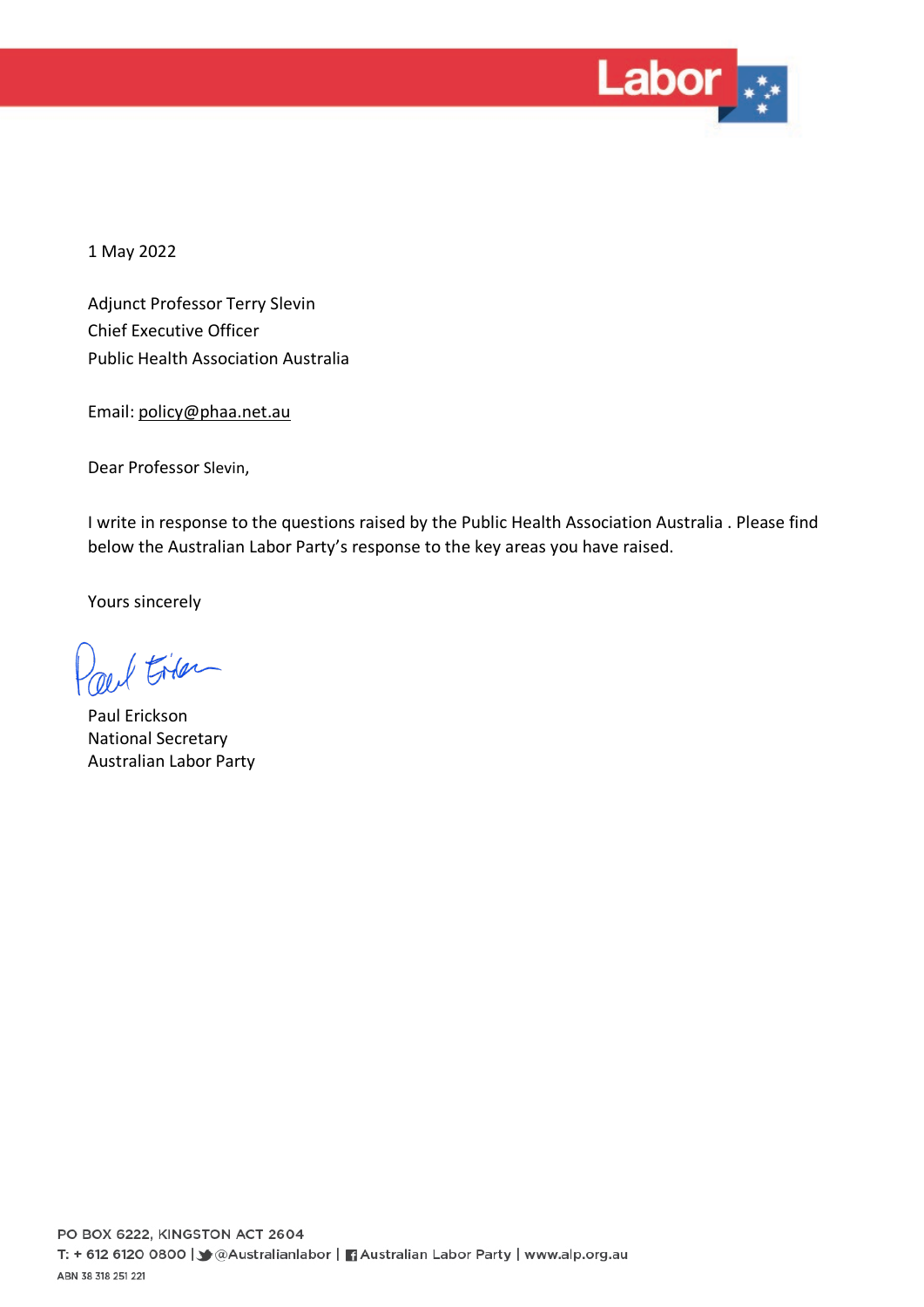1 May 2022

Adjunct Professor Terry Slevin
Chief Executive Officer
Public Health Association Australia

Email: policy@phaa.net.au

Dear Professor Slevin,

I write in response to the questions raised by the Public Health Association Australia . Please find below the Australian Labor Party's response to the key areas you have raised.

Yours sincerely

Paul Erickson
National Secretary
Australian Labor Party

PO BOX 6222, KINGSTON ACT 2604
T: + 612 6120 0800 | @Australianlabor | Australian Labor Party | www.alp.org.au
ABN 38 318 251 221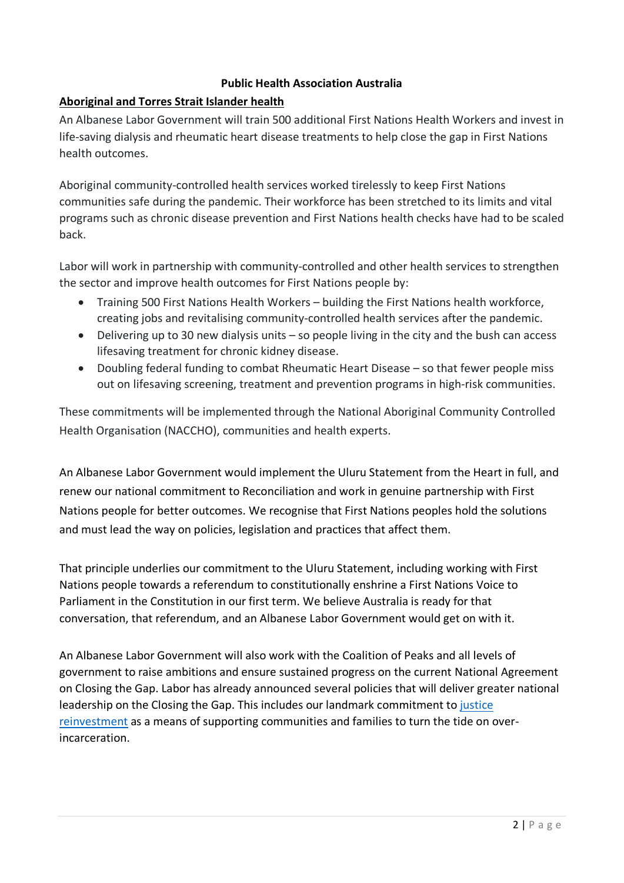**Public Health Association Australia**

## Aboriginal and Torres Strait Islander health

An Albanese Labor Government will train 500 additional First Nations Health Workers and invest in life-saving dialysis and rheumatic heart disease treatments to help close the gap in First Nations health outcomes.

Aboriginal community-controlled health services worked tirelessly to keep First Nations communities safe during the pandemic. Their workforce has been stretched to its limits and vital programs such as chronic disease prevention and First Nations health checks have had to be scaled back.

Labor will work in partnership with community-controlled and other health services to strengthen the sector and improve health outcomes for First Nations people by:

- Training 500 First Nations Health Workers – building the First Nations health workforce, creating jobs and revitalising community-controlled health services after the pandemic.
- Delivering up to 30 new dialysis units – so people living in the city and the bush can access lifesaving treatment for chronic kidney disease.
- Doubling federal funding to combat Rheumatic Heart Disease – so that fewer people miss out on lifesaving screening, treatment and prevention programs in high-risk communities.

These commitments will be implemented through the National Aboriginal Community Controlled Health Organisation (NACCHO), communities and health experts.

An Albanese Labor Government would implement the Uluru Statement from the Heart in full, and renew our national commitment to Reconciliation and work in genuine partnership with First Nations people for better outcomes. We recognise that First Nations peoples hold the solutions and must lead the way on policies, legislation and practices that affect them.

That principle underlies our commitment to the Uluru Statement, including working with First Nations people towards a referendum to constitutionally enshrine a First Nations Voice to Parliament in the Constitution in our first term. We believe Australia is ready for that conversation, that referendum, and an Albanese Labor Government would get on with it.

An Albanese Labor Government will also work with the Coalition of Peaks and all levels of government to raise ambitions and ensure sustained progress on the current National Agreement on Closing the Gap. Labor has already announced several policies that will deliver greater national leadership on the Closing the Gap. This includes our landmark commitment to justice reinvestment as a means of supporting communities and families to turn the tide on over-incarceration.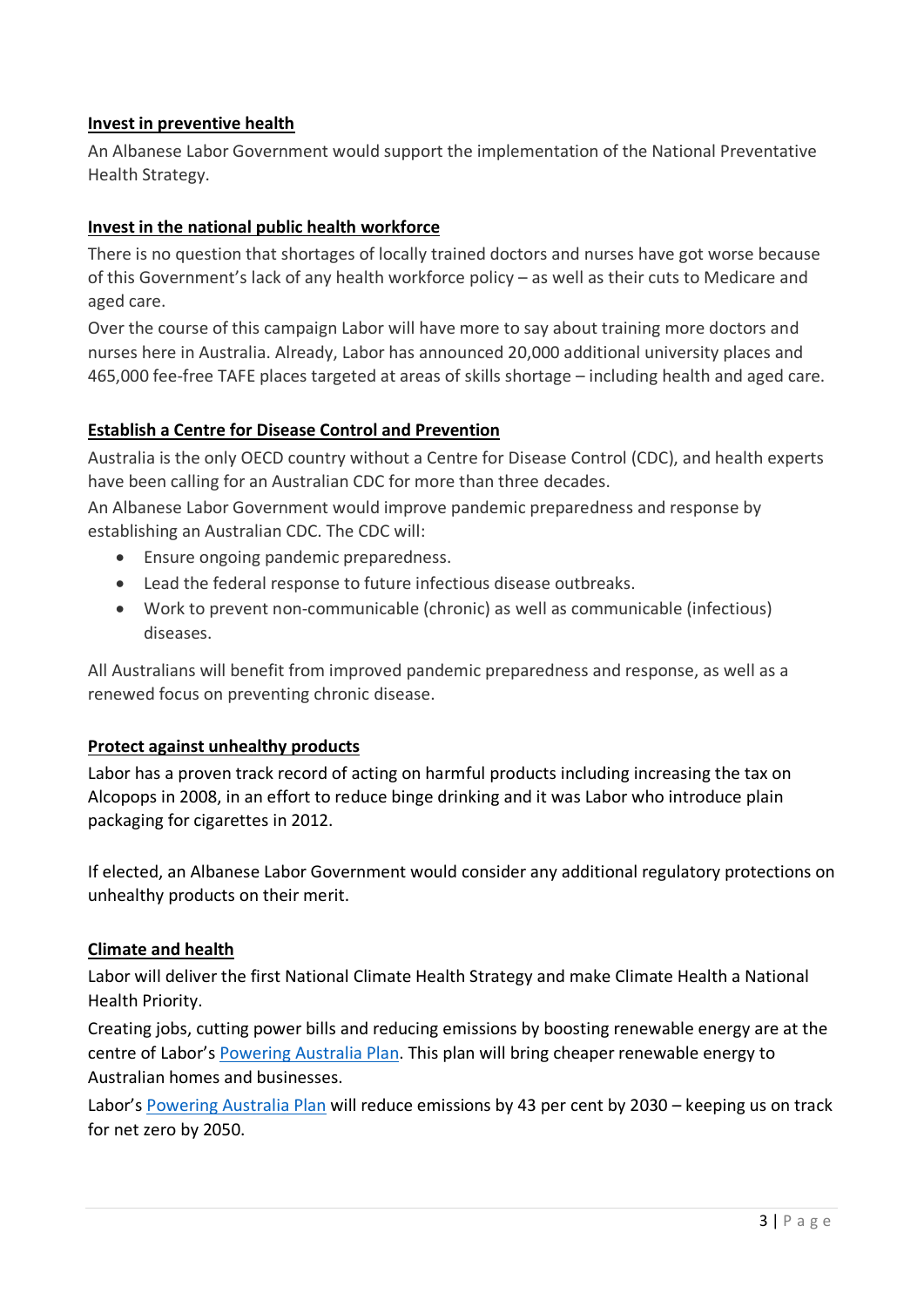**Invest in preventive health**

An Albanese Labor Government would support the implementation of the National Preventative Health Strategy.

**Invest in the national public health workforce**

There is no question that shortages of locally trained doctors and nurses have got worse because of this Government's lack of any health workforce policy – as well as their cuts to Medicare and aged care.

Over the course of this campaign Labor will have more to say about training more doctors and nurses here in Australia. Already, Labor has announced 20,000 additional university places and 465,000 fee-free TAFE places targeted at areas of skills shortage – including health and aged care.

**Establish a Centre for Disease Control and Prevention**

Australia is the only OECD country without a Centre for Disease Control (CDC), and health experts have been calling for an Australian CDC for more than three decades.

An Albanese Labor Government would improve pandemic preparedness and response by establishing an Australian CDC. The CDC will:

- Ensure ongoing pandemic preparedness.
- Lead the federal response to future infectious disease outbreaks.
- Work to prevent non-communicable (chronic) as well as communicable (infectious) diseases.

All Australians will benefit from improved pandemic preparedness and response, as well as a renewed focus on preventing chronic disease.

**Protect against unhealthy products**

Labor has a proven track record of acting on harmful products including increasing the tax on Alcopops in 2008, in an effort to reduce binge drinking and it was Labor who introduce plain packaging for cigarettes in 2012.

If elected, an Albanese Labor Government would consider any additional regulatory protections on unhealthy products on their merit.

**Climate and health**

Labor will deliver the first National Climate Health Strategy and make Climate Health a National Health Priority.

Creating jobs, cutting power bills and reducing emissions by boosting renewable energy are at the centre of Labor's Powering Australia Plan. This plan will bring cheaper renewable energy to Australian homes and businesses.

Labor's Powering Australia Plan will reduce emissions by 43 per cent by 2030 – keeping us on track for net zero by 2050.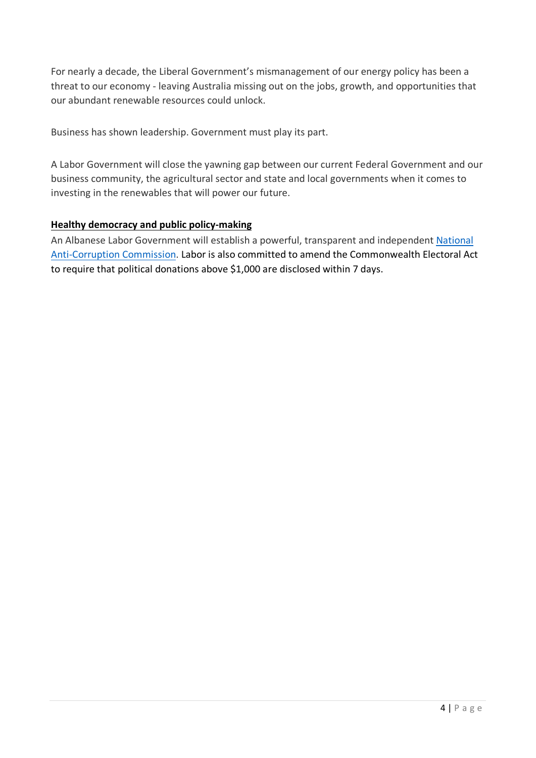For nearly a decade, the Liberal Government's mismanagement of our energy policy has been a threat to our economy - leaving Australia missing out on the jobs, growth, and opportunities that our abundant renewable resources could unlock.

Business has shown leadership. Government must play its part.

A Labor Government will close the yawning gap between our current Federal Government and our business community, the agricultural sector and state and local governments when it comes to investing in the renewables that will power our future.

**Healthy democracy and public policy-making**

An Albanese Labor Government will establish a powerful, transparent and independent National Anti-Corruption Commission. Labor is also committed to amend the Commonwealth Electoral Act to require that political donations above $1,000 are disclosed within 7 days.